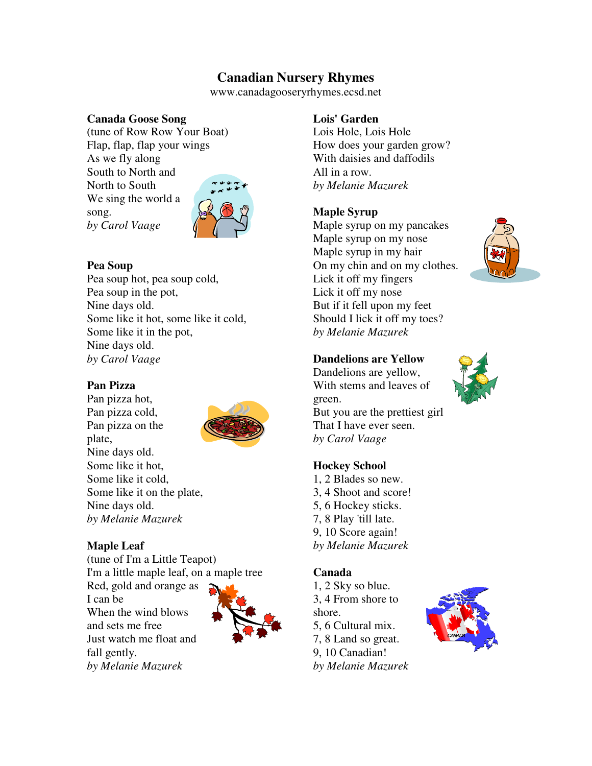# Canadian Nursery Rhymes

www.canadagooseryrhymes.ecsd.net

### Canada Goose Song

(tune of Row Row Your Boat)
Flap, flap, flap your wings
As we fly along
South to North and
North to South
We sing the world a
song.
*by Carol Vaage*

### Pea Soup

Pea soup hot, pea soup cold,
Pea soup in the pot,
Nine days old.
Some like it hot, some like it cold,
Some like it in the pot,
Nine days old.
*by Carol Vaage*

### Pan Pizza

Pan pizza hot,
Pan pizza cold,
Pan pizza on the
plate,
Nine days old.
Some like it hot,
Some like it cold,
Some like it on the plate,
Nine days old.
*by Melanie Mazurek*

### Maple Leaf

(tune of I'm a Little Teapot)
I'm a little maple leaf, on a maple tree
Red, gold and orange as
I can be
When the wind blows
and sets me free
Just watch me float and
fall gently.
*by Melanie Mazurek*

### Lois' Garden

Lois Hole, Lois Hole
How does your garden grow?
With daisies and daffodils
All in a row.
*by Melanie Mazurek*

### Maple Syrup

Maple syrup on my pancakes
Maple syrup on my nose
Maple syrup in my hair
On my chin and on my clothes.
Lick it off my fingers
Lick it off my nose
But if it fell upon my feet
Should I lick it off my toes?
*by Melanie Mazurek*

### Dandelions are Yellow

Dandelions are yellow,
With stems and leaves of
green.
But you are the prettiest girl
That I have ever seen.
*by Carol Vaage*

### Hockey School

1, 2 Blades so new.
3, 4 Shoot and score!
5, 6 Hockey sticks.
7, 8 Play 'till late.
9, 10 Score again!
*by Melanie Mazurek*

### Canada

1, 2 Sky so blue.
3, 4 From shore to
shore.
5, 6 Cultural mix.
7, 8 Land so great.
9, 10 Canadian!
*by Melanie Mazurek*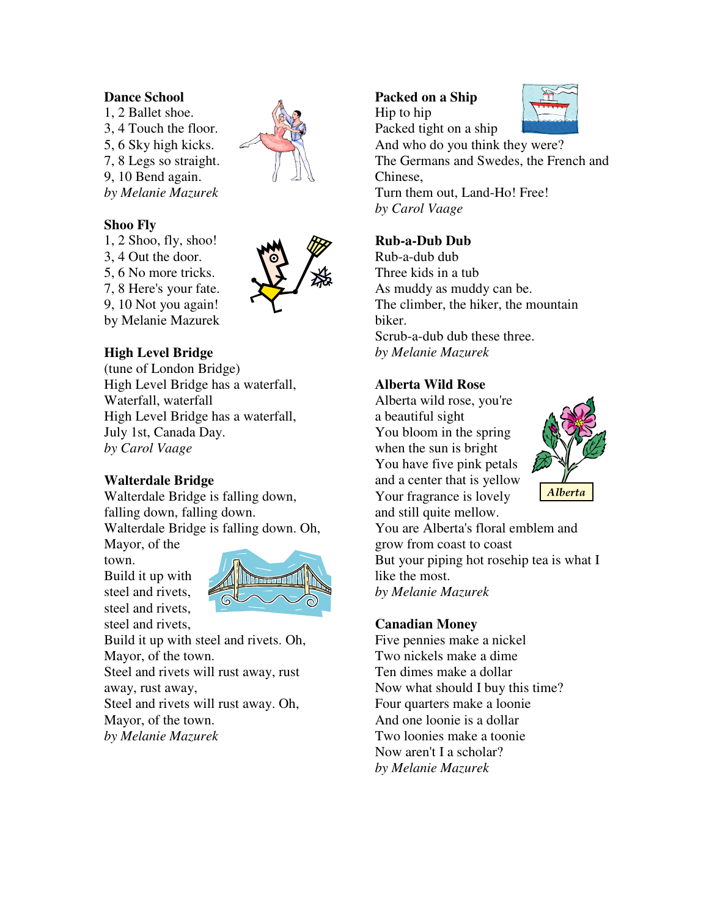**Dance School**
1, 2 Ballet shoe.
3, 4 Touch the floor.
5, 6 Sky high kicks.
7, 8 Legs so straight.
9, 10 Bend again.
*by Melanie Mazurek*

**Shoo Fly**
1, 2 Shoo, fly, shoo!
3, 4 Out the door.
5, 6 No more tricks.
7, 8 Here's your fate.
9, 10 Not you again!
by Melanie Mazurek

**High Level Bridge**
(tune of London Bridge)
High Level Bridge has a waterfall,
Waterfall, waterfall
High Level Bridge has a waterfall,
July 1st, Canada Day.
*by Carol Vaage*

**Walterdale Bridge**
Walterdale Bridge is falling down,
falling down, falling down.
Walterdale Bridge is falling down. Oh,
Mayor, of the
town.
Build it up with
steel and rivets,
steel and rivets,
steel and rivets,
Build it up with steel and rivets. Oh,
Mayor, of the town.
Steel and rivets will rust away, rust
away, rust away,
Steel and rivets will rust away. Oh,
Mayor, of the town.
*by Melanie Mazurek*

**Packed on a Ship**
Hip to hip
Packed tight on a ship
And who do you think they were?
The Germans and Swedes, the French and
Chinese,
Turn them out, Land-Ho! Free!
*by Carol Vaage*

**Rub-a-Dub Dub**
Rub-a-dub dub
Three kids in a tub
As muddy as muddy can be.
The climber, the hiker, the mountain
biker.
Scrub-a-dub dub these three.
*by Melanie Mazurek*

**Alberta Wild Rose**
Alberta wild rose, you're
a beautiful sight
You bloom in the spring
when the sun is bright
You have five pink petals
and a center that is yellow
Your fragrance is lovely
and still quite mellow.
You are Alberta's floral emblem and
grow from coast to coast
But your piping hot rosehip tea is what I
like the most.
*by Melanie Mazurek*

**Canadian Money**
Five pennies make a nickel
Two nickels make a dime
Ten dimes make a dollar
Now what should I buy this time?
Four quarters make a loonie
And one loonie is a dollar
Two loonies make a toonie
Now aren't I a scholar?
*by Melanie Mazurek*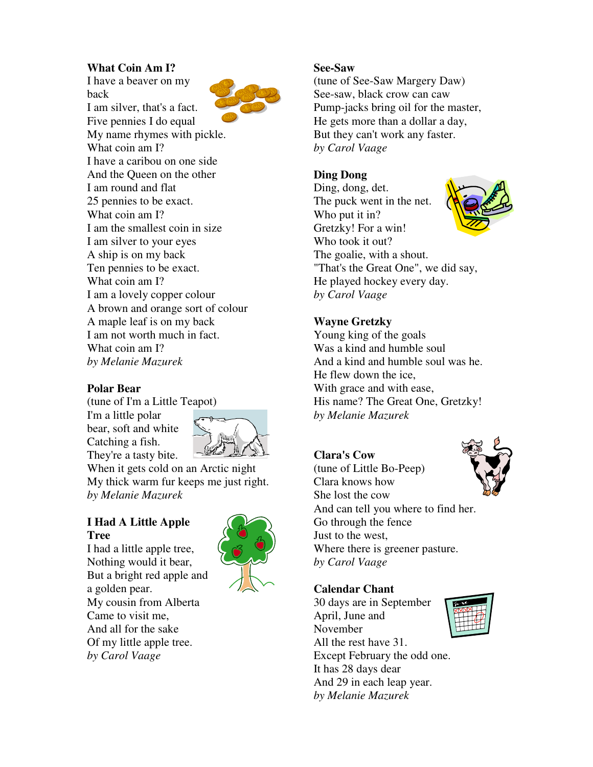**What Coin Am I?**

I have a beaver on my back
I am silver, that's a fact.
Five pennies I do equal
My name rhymes with pickle.
What coin am I?
I have a caribou on one side
And the Queen on the other
I am round and flat
25 pennies to be exact.
What coin am I?
I am the smallest coin in size
I am silver to your eyes
A ship is on my back
Ten pennies to be exact.
What coin am I?
I am a lovely copper colour
A brown and orange sort of colour
A maple leaf is on my back
I am not worth much in fact.
What coin am I?
*by Melanie Mazurek*

**Polar Bear**

(tune of I'm a Little Teapot)
I'm a little polar bear, soft and white
Catching a fish.
They're a tasty bite.
When it gets cold on an Arctic night
My thick warm fur keeps me just right.
*by Melanie Mazurek*

**I Had A Little Apple Tree**

I had a little apple tree,
Nothing would it bear,
But a bright red apple and a golden pear.
My cousin from Alberta
Came to visit me,
And all for the sake
Of my little apple tree.
*by Carol Vaage*

**See-Saw**

(tune of See-Saw Margery Daw)
See-saw, black crow can caw
Pump-jacks bring oil for the master,
He gets more than a dollar a day,
But they can't work any faster.
*by Carol Vaage*

**Ding Dong**

Ding, dong, det.
The puck went in the net.
Who put it in?
Gretzky! For a win!
Who took it out?
The goalie, with a shout.
"That's the Great One", we did say,
He played hockey every day.
*by Carol Vaage*

**Wayne Gretzky**

Young king of the goals
Was a kind and humble soul
And a kind and humble soul was he.
He flew down the ice,
With grace and with ease,
His name? The Great One, Gretzky!
*by Melanie Mazurek*

**Clara's Cow**

(tune of Little Bo-Peep)
Clara knows how
She lost the cow
And can tell you where to find her.
Go through the fence
Just to the west,
Where there is greener pasture.
*by Carol Vaage*

**Calendar Chant**

30 days are in September
April, June and November
All the rest have 31.
Except February the odd one.
It has 28 days dear
And 29 in each leap year.
*by Melanie Mazurek*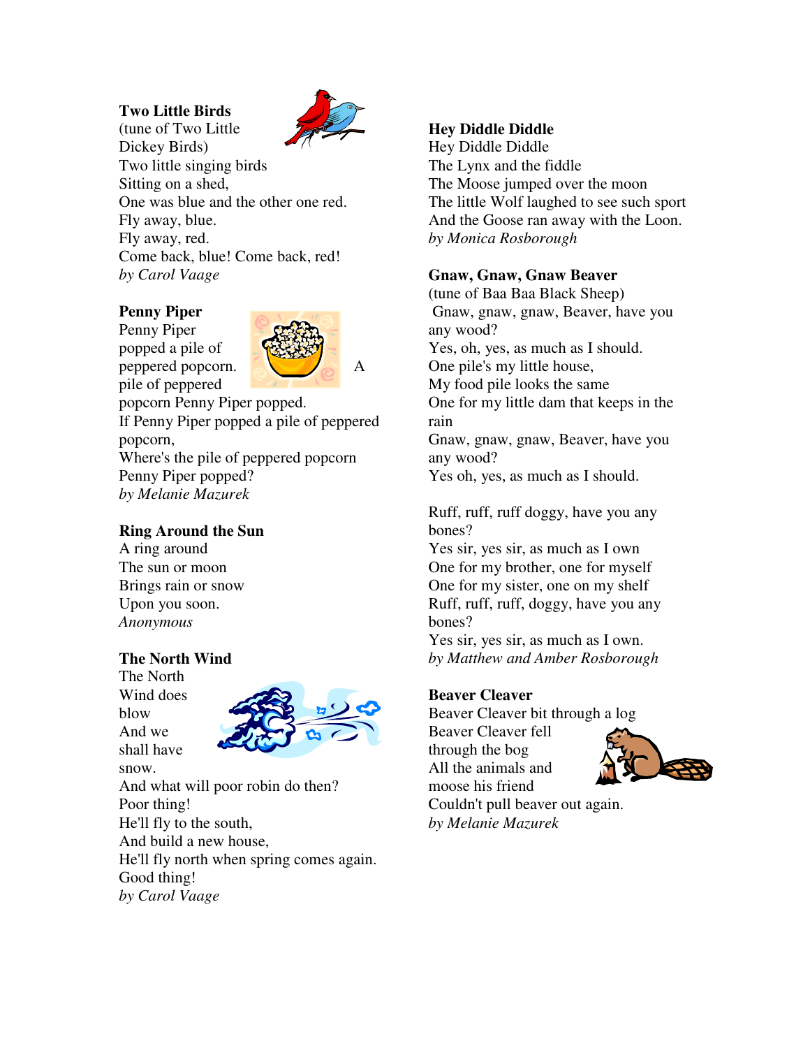**Two Little Birds**
(tune of Two Little Dickey Birds)
Two little singing birds
Sitting on a shed,
One was blue and the other one red.
Fly away, blue.
Fly away, red.
Come back, blue! Come back, red!
*by Carol Vaage*

**Penny Piper**
Penny Piper popped a pile of peppered popcorn. A pile of peppered popcorn Penny Piper popped.
If Penny Piper popped a pile of peppered popcorn,
Where's the pile of peppered popcorn
Penny Piper popped?
*by Melanie Mazurek*

**Ring Around the Sun**
A ring around
The sun or moon
Brings rain or snow
Upon you soon.
*Anonymous*

**The North Wind**
The North Wind does blow
And we shall have snow.
And what will poor robin do then?
Poor thing!
He'll fly to the south,
And build a new house,
He'll fly north when spring comes again.
Good thing!
*by Carol Vaage*

**Hey Diddle Diddle**
Hey Diddle Diddle
The Lynx and the fiddle
The Moose jumped over the moon
The little Wolf laughed to see such sport
And the Goose ran away with the Loon.
*by Monica Rosborough*

**Gnaw, Gnaw, Gnaw Beaver**
(tune of Baa Baa Black Sheep)
Gnaw, gnaw, gnaw, Beaver, have you any wood?
Yes, oh, yes, as much as I should.
One pile's my little house,
My food pile looks the same
One for my little dam that keeps in the rain
Gnaw, gnaw, gnaw, Beaver, have you any wood?
Yes oh, yes, as much as I should.

Ruff, ruff, ruff doggy, have you any bones?
Yes sir, yes sir, as much as I own
One for my brother, one for myself
One for my sister, one on my shelf
Ruff, ruff, ruff, doggy, have you any bones?
Yes sir, yes sir, as much as I own.
*by Matthew and Amber Rosborough*

**Beaver Cleaver**
Beaver Cleaver bit through a log
Beaver Cleaver fell through the bog
All the animals and moose his friend
Couldn't pull beaver out again.
*by Melanie Mazurek*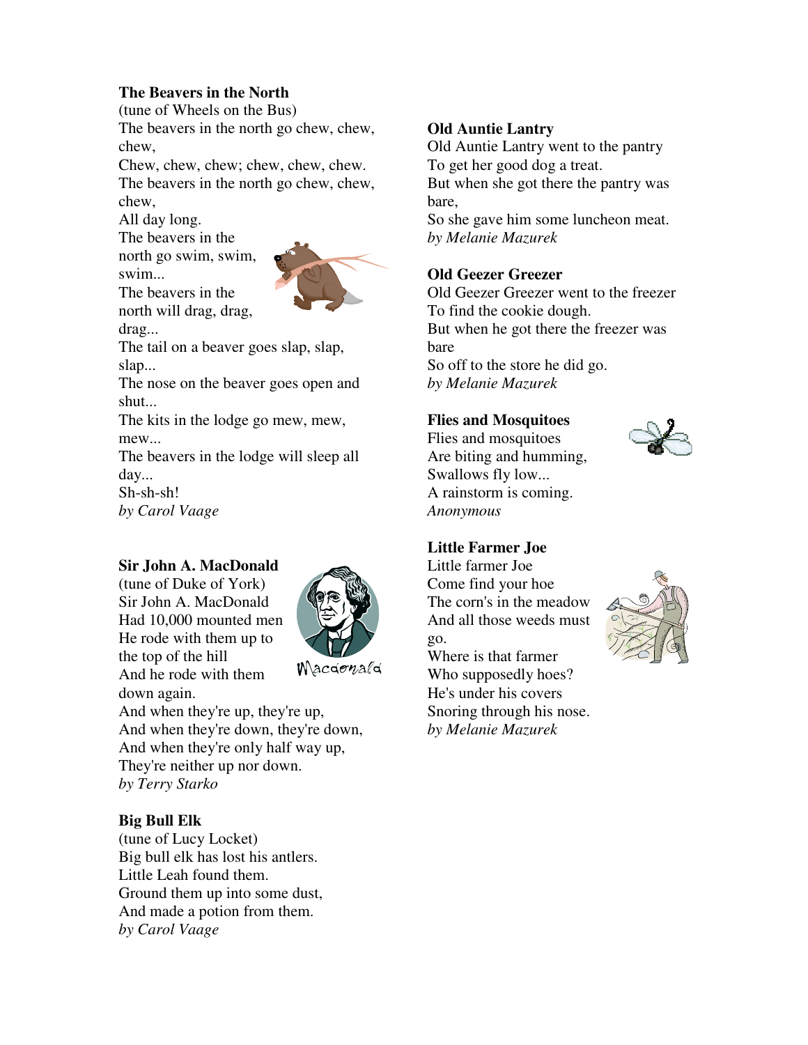**The Beavers in the North**
(tune of Wheels on the Bus)
The beavers in the north go chew, chew, chew,
Chew, chew, chew; chew, chew, chew.
The beavers in the north go chew, chew, chew,
All day long.
The beavers in the north go swim, swim, swim...
The beavers in the north will drag, drag, drag...
The tail on a beaver goes slap, slap, slap...
The nose on the beaver goes open and shut...
The kits in the lodge go mew, mew, mew...
The beavers in the lodge will sleep all day...
Sh-sh-sh!
*by Carol Vaage*

**Sir John A. MacDonald**
(tune of Duke of York)
Sir John A. MacDonald
Had 10,000 mounted men
He rode with them up to the top of the hill
And he rode with them down again.
And when they're up, they're up,
And when they're down, they're down,
And when they're only half way up,
They're neither up nor down.
*by Terry Starko*

**Big Bull Elk**
(tune of Lucy Locket)
Big bull elk has lost his antlers.
Little Leah found them.
Ground them up into some dust,
And made a potion from them.
*by Carol Vaage*

**Old Auntie Lantry**
Old Auntie Lantry went to the pantry
To get her good dog a treat.
But when she got there the pantry was bare,
So she gave him some luncheon meat.
*by Melanie Mazurek*

**Old Geezer Greezer**
Old Geezer Greezer went to the freezer
To find the cookie dough.
But when he got there the freezer was bare
So off to the store he did go.
*by Melanie Mazurek*

**Flies and Mosquitoes**
Flies and mosquitoes
Are biting and humming,
Swallows fly low...
A rainstorm is coming.
*Anonymous*

**Little Farmer Joe**
Little farmer Joe
Come find your hoe
The corn's in the meadow
And all those weeds must go.
Where is that farmer
Who supposedly hoes?
He's under his covers
Snoring through his nose.
*by Melanie Mazurek*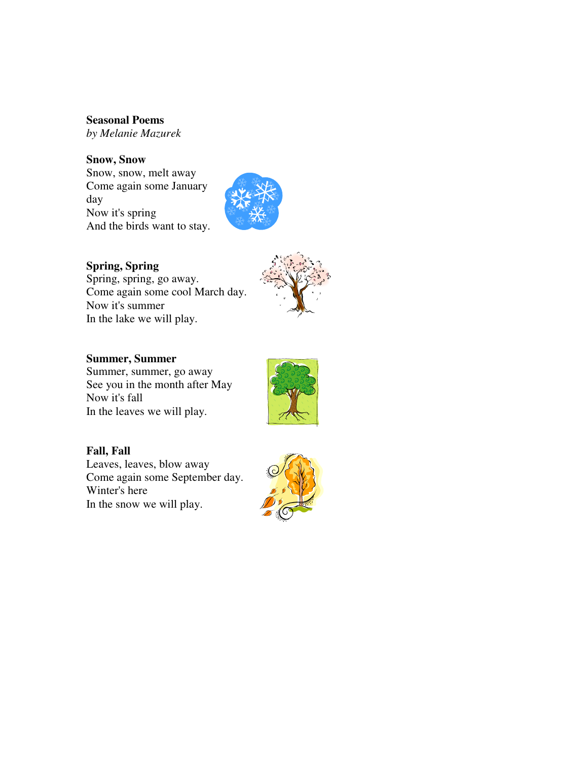**Seasonal Poems**
*by Melanie Mazurek*

**Snow, Snow**
Snow, snow, melt away
Come again some January
day
Now it's spring
And the birds want to stay.

**Spring, Spring**
Spring, spring, go away.
Come again some cool March day.
Now it's summer
In the lake we will play.

**Summer, Summer**
Summer, summer, go away
See you in the month after May
Now it's fall
In the leaves we will play.

**Fall, Fall**
Leaves, leaves, blow away
Come again some September day.
Winter's here
In the snow we will play.